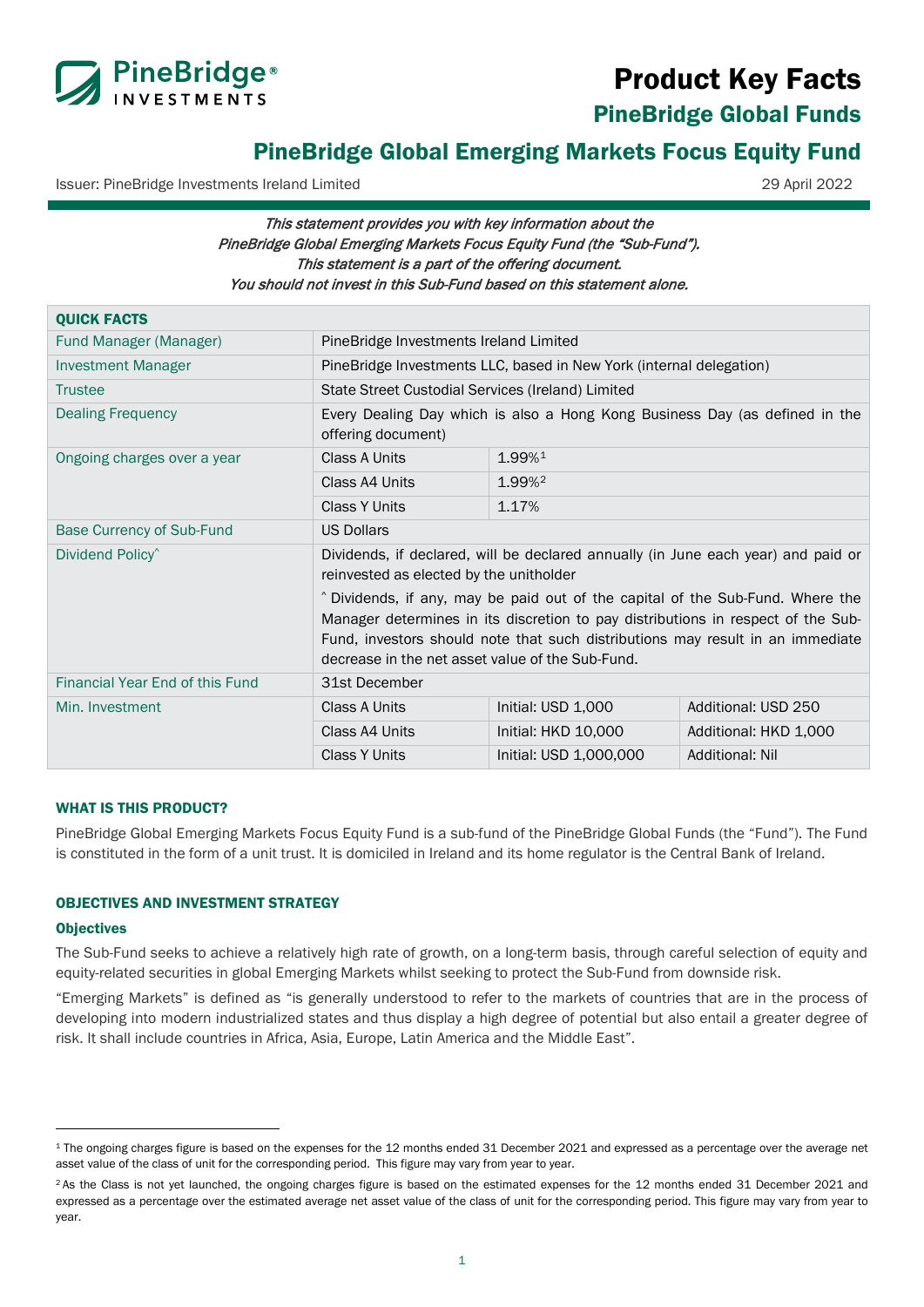# Product Key Facts

## PineBridge Global Funds

## PineBridge Global Emerging Markets Focus Equity Fund

Issuer: PineBridge Investments Ireland Limited 29 April 2022

*This statement provides you with key information about the PineBridge Global Emerging Markets Focus Equity Fund (the "Sub-Fund"). This statement is a part of the offering document. You should not invest in this Sub-Fund based on this statement alone.*

| QUICK FACTS | | | |
|---|---|---|---|
| Fund Manager (Manager) | PineBridge Investments Ireland Limited | | |
| Investment Manager | PineBridge Investments LLC, based in New York (internal delegation) | | |
| Trustee | State Street Custodial Services (Ireland) Limited | | |
| Dealing Frequency | Every Dealing Day which is also a Hong Kong Business Day (as defined in the offering document) | | |
| Ongoing charges over a year | Class A Units | 1.99%[1] | |
| | Class A4 Units | 1.99%[2] | |
| | Class Y Units | 1.17% | |
| Base Currency of Sub-Fund | US Dollars | | |
| Dividend Policy^ | Dividends, if declared, will be declared annually (in June each year) and paid or reinvested as elected by the unitholder<br>^ Dividends, if any, may be paid out of the capital of the Sub-Fund. Where the Manager determines in its discretion to pay distributions in respect of the Sub-Fund, investors should note that such distributions may result in an immediate decrease in the net asset value of the Sub-Fund. | | |
| Financial Year End of this Fund | 31st December | | |
| Min. Investment | Class A Units | Initial: USD 1,000 | Additional: USD 250 |
| | Class A4 Units | Initial: HKD 10,000 | Additional: HKD 1,000 |
| | Class Y Units | Initial: USD 1,000,000 | Additional: Nil |

### WHAT IS THIS PRODUCT?

PineBridge Global Emerging Markets Focus Equity Fund is a sub-fund of the PineBridge Global Funds (the "Fund"). The Fund is constituted in the form of a unit trust. It is domiciled in Ireland and its home regulator is the Central Bank of Ireland.

### OBJECTIVES AND INVESTMENT STRATEGY

#### Objectives

The Sub-Fund seeks to achieve a relatively high rate of growth, on a long-term basis, through careful selection of equity and equity-related securities in global Emerging Markets whilst seeking to protect the Sub-Fund from downside risk.

"Emerging Markets" is defined as "is generally understood to refer to the markets of countries that are in the process of developing into modern industrialized states and thus display a high degree of potential but also entail a greater degree of risk. It shall include countries in Africa, Asia, Europe, Latin America and the Middle East".

---

[1] The ongoing charges figure is based on the expenses for the 12 months ended 31 December 2021 and expressed as a percentage over the average net asset value of the class of unit for the corresponding period. This figure may vary from year to year.

[2] As the Class is not yet launched, the ongoing charges figure is based on the estimated expenses for the 12 months ended 31 December 2021 and expressed as a percentage over the estimated average net asset value of the class of unit for the corresponding period. This figure may vary from year to year.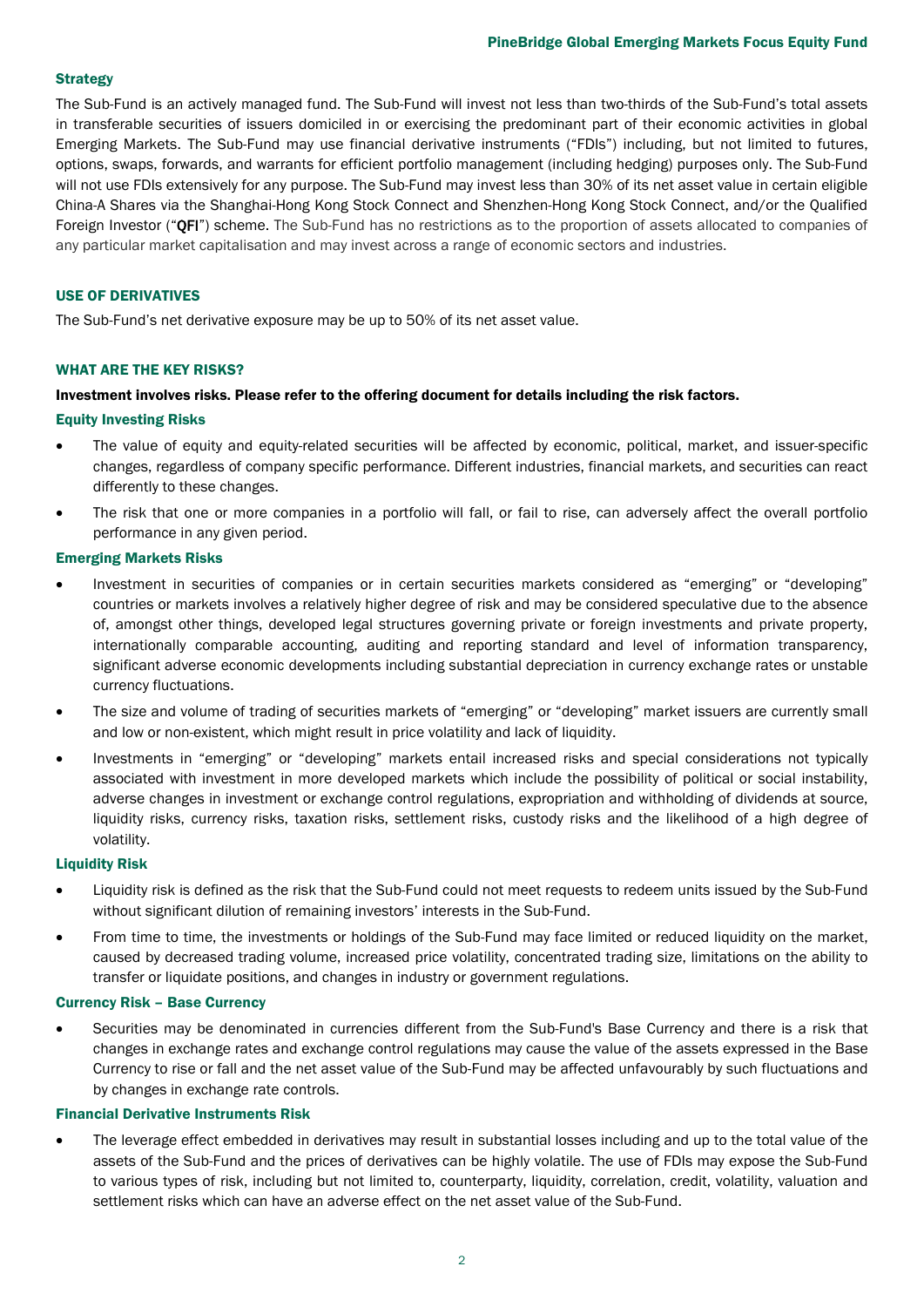### Strategy

The Sub-Fund is an actively managed fund. The Sub-Fund will invest not less than two-thirds of the Sub-Fund's total assets in transferable securities of issuers domiciled in or exercising the predominant part of their economic activities in global Emerging Markets. The Sub-Fund may use financial derivative instruments ("FDIs") including, but not limited to, futures, options, swaps, forwards, and warrants for efficient portfolio management (including hedging) purposes only. The Sub-Fund will not use FDIs extensively for any purpose. The Sub-Fund may invest less than 30% of its net asset value in certain eligible China-A Shares via the Shanghai-Hong Kong Stock Connect and Shenzhen-Hong Kong Stock Connect, and/or the Qualified Foreign Investor ("**QFI**") scheme. The Sub-Fund has no restrictions as to the proportion of assets allocated to companies of any particular market capitalisation and may invest across a range of economic sectors and industries.

### USE OF DERIVATIVES

The Sub-Fund's net derivative exposure may be up to 50% of its net asset value.

### WHAT ARE THE KEY RISKS?

**Investment involves risks. Please refer to the offering document for details including the risk factors.**

#### Equity Investing Risks

- The value of equity and equity-related securities will be affected by economic, political, market, and issuer-specific changes, regardless of company specific performance. Different industries, financial markets, and securities can react differently to these changes.
- The risk that one or more companies in a portfolio will fall, or fail to rise, can adversely affect the overall portfolio performance in any given period.

#### Emerging Markets Risks

- Investment in securities of companies or in certain securities markets considered as "emerging" or "developing" countries or markets involves a relatively higher degree of risk and may be considered speculative due to the absence of, amongst other things, developed legal structures governing private or foreign investments and private property, internationally comparable accounting, auditing and reporting standard and level of information transparency, significant adverse economic developments including substantial depreciation in currency exchange rates or unstable currency fluctuations.
- The size and volume of trading of securities markets of "emerging" or "developing" market issuers are currently small and low or non-existent, which might result in price volatility and lack of liquidity.
- Investments in "emerging" or "developing" markets entail increased risks and special considerations not typically associated with investment in more developed markets which include the possibility of political or social instability, adverse changes in investment or exchange control regulations, expropriation and withholding of dividends at source, liquidity risks, currency risks, taxation risks, settlement risks, custody risks and the likelihood of a high degree of volatility.

#### Liquidity Risk

- Liquidity risk is defined as the risk that the Sub-Fund could not meet requests to redeem units issued by the Sub-Fund without significant dilution of remaining investors' interests in the Sub-Fund.
- From time to time, the investments or holdings of the Sub-Fund may face limited or reduced liquidity on the market, caused by decreased trading volume, increased price volatility, concentrated trading size, limitations on the ability to transfer or liquidate positions, and changes in industry or government regulations.

#### Currency Risk – Base Currency

- Securities may be denominated in currencies different from the Sub-Fund's Base Currency and there is a risk that changes in exchange rates and exchange control regulations may cause the value of the assets expressed in the Base Currency to rise or fall and the net asset value of the Sub-Fund may be affected unfavourably by such fluctuations and by changes in exchange rate controls.

#### Financial Derivative Instruments Risk

- The leverage effect embedded in derivatives may result in substantial losses including and up to the total value of the assets of the Sub-Fund and the prices of derivatives can be highly volatile. The use of FDIs may expose the Sub-Fund to various types of risk, including but not limited to, counterparty, liquidity, correlation, credit, volatility, valuation and settlement risks which can have an adverse effect on the net asset value of the Sub-Fund.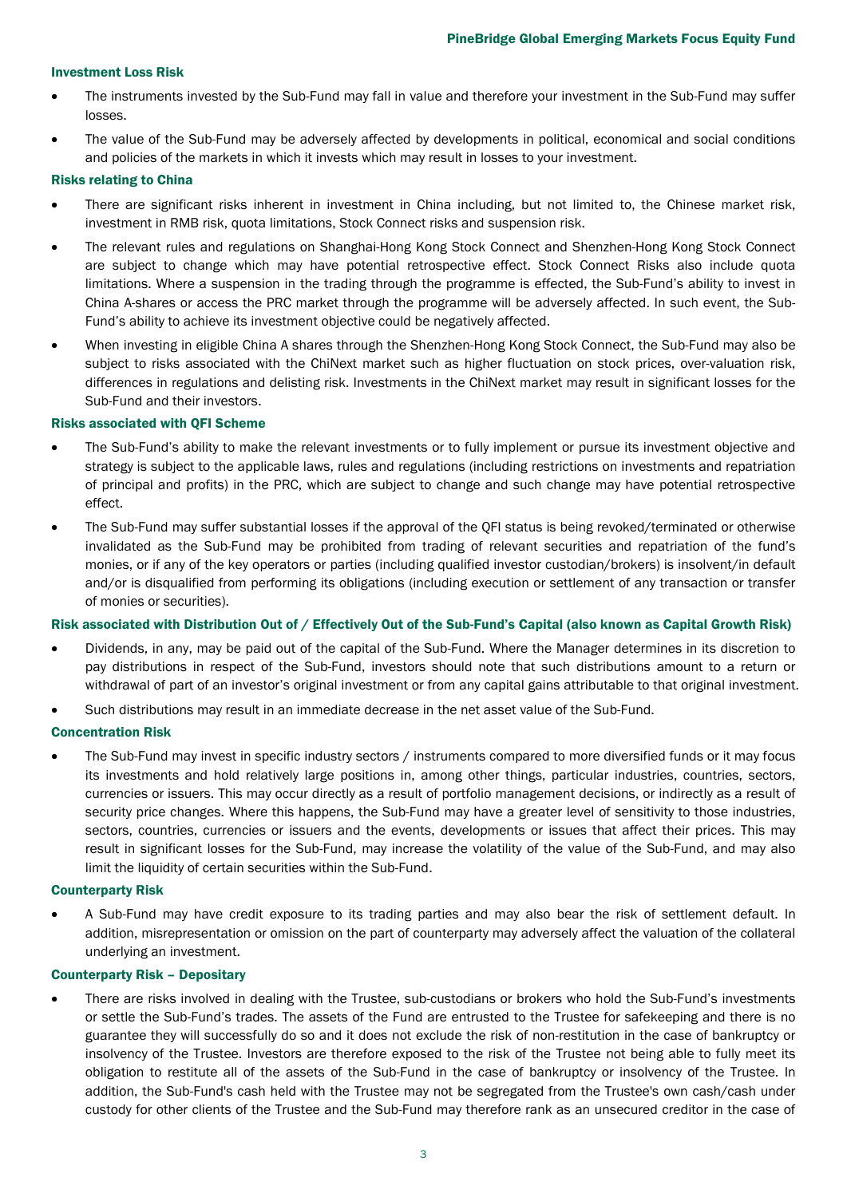### Investment Loss Risk

- The instruments invested by the Sub-Fund may fall in value and therefore your investment in the Sub-Fund may suffer losses.
- The value of the Sub-Fund may be adversely affected by developments in political, economical and social conditions and policies of the markets in which it invests which may result in losses to your investment.

### Risks relating to China

- There are significant risks inherent in investment in China including, but not limited to, the Chinese market risk, investment in RMB risk, quota limitations, Stock Connect risks and suspension risk.
- The relevant rules and regulations on Shanghai-Hong Kong Stock Connect and Shenzhen-Hong Kong Stock Connect are subject to change which may have potential retrospective effect. Stock Connect Risks also include quota limitations. Where a suspension in the trading through the programme is effected, the Sub-Fund's ability to invest in China A-shares or access the PRC market through the programme will be adversely affected. In such event, the Sub-Fund's ability to achieve its investment objective could be negatively affected.
- When investing in eligible China A shares through the Shenzhen-Hong Kong Stock Connect, the Sub-Fund may also be subject to risks associated with the ChiNext market such as higher fluctuation on stock prices, over-valuation risk, differences in regulations and delisting risk. Investments in the ChiNext market may result in significant losses for the Sub-Fund and their investors.

### Risks associated with QFI Scheme

- The Sub-Fund's ability to make the relevant investments or to fully implement or pursue its investment objective and strategy is subject to the applicable laws, rules and regulations (including restrictions on investments and repatriation of principal and profits) in the PRC, which are subject to change and such change may have potential retrospective effect.
- The Sub-Fund may suffer substantial losses if the approval of the QFI status is being revoked/terminated or otherwise invalidated as the Sub-Fund may be prohibited from trading of relevant securities and repatriation of the fund's monies, or if any of the key operators or parties (including qualified investor custodian/brokers) is insolvent/in default and/or is disqualified from performing its obligations (including execution or settlement of any transaction or transfer of monies or securities).

### Risk associated with Distribution Out of / Effectively Out of the Sub-Fund's Capital (also known as Capital Growth Risk)

- Dividends, in any, may be paid out of the capital of the Sub-Fund. Where the Manager determines in its discretion to pay distributions in respect of the Sub-Fund, investors should note that such distributions amount to a return or withdrawal of part of an investor's original investment or from any capital gains attributable to that original investment.
- Such distributions may result in an immediate decrease in the net asset value of the Sub-Fund.

### Concentration Risk

- The Sub-Fund may invest in specific industry sectors / instruments compared to more diversified funds or it may focus its investments and hold relatively large positions in, among other things, particular industries, countries, sectors, currencies or issuers. This may occur directly as a result of portfolio management decisions, or indirectly as a result of security price changes. Where this happens, the Sub-Fund may have a greater level of sensitivity to those industries, sectors, countries, currencies or issuers and the events, developments or issues that affect their prices. This may result in significant losses for the Sub-Fund, may increase the volatility of the value of the Sub-Fund, and may also limit the liquidity of certain securities within the Sub-Fund.

### Counterparty Risk

- A Sub-Fund may have credit exposure to its trading parties and may also bear the risk of settlement default. In addition, misrepresentation or omission on the part of counterparty may adversely affect the valuation of the collateral underlying an investment.

### Counterparty Risk – Depositary

- There are risks involved in dealing with the Trustee, sub-custodians or brokers who hold the Sub-Fund's investments or settle the Sub-Fund's trades. The assets of the Fund are entrusted to the Trustee for safekeeping and there is no guarantee they will successfully do so and it does not exclude the risk of non-restitution in the case of bankruptcy or insolvency of the Trustee. Investors are therefore exposed to the risk of the Trustee not being able to fully meet its obligation to restitute all of the assets of the Sub-Fund in the case of bankruptcy or insolvency of the Trustee. In addition, the Sub-Fund's cash held with the Trustee may not be segregated from the Trustee's own cash/cash under custody for other clients of the Trustee and the Sub-Fund may therefore rank as an unsecured creditor in the case of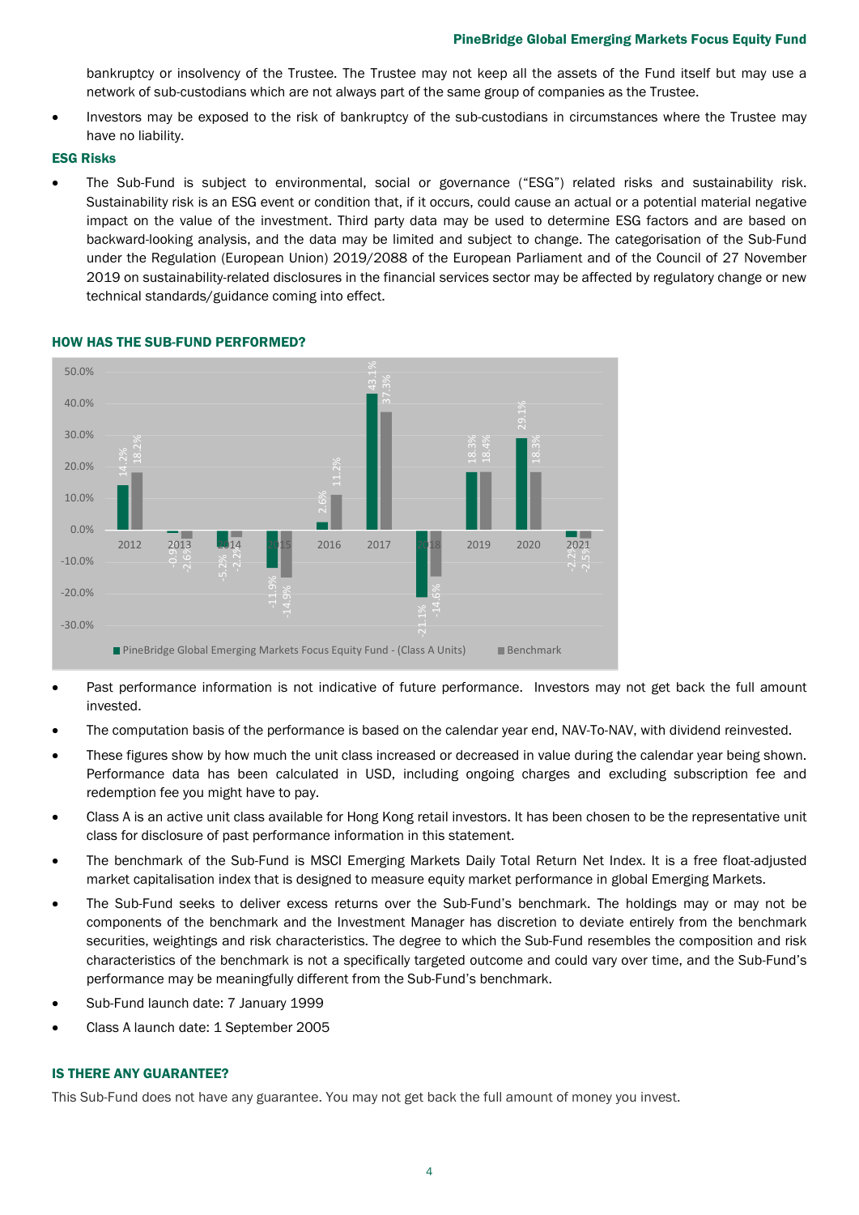bankruptcy or insolvency of the Trustee. The Trustee may not keep all the assets of the Fund itself but may use a network of sub-custodians which are not always part of the same group of companies as the Trustee.

- Investors may be exposed to the risk of bankruptcy of the sub-custodians in circumstances where the Trustee may have no liability.

### ESG Risks

- The Sub-Fund is subject to environmental, social or governance ("ESG") related risks and sustainability risk. Sustainability risk is an ESG event or condition that, if it occurs, could cause an actual or a potential material negative impact on the value of the investment. Third party data may be used to determine ESG factors and are based on backward-looking analysis, and the data may be limited and subject to change. The categorisation of the Sub-Fund under the Regulation (European Union) 2019/2088 of the European Parliament and of the Council of 27 November 2019 on sustainability-related disclosures in the financial services sector may be affected by regulatory change or new technical standards/guidance coming into effect.

## HOW HAS THE SUB-FUND PERFORMED?

| Year | PineBridge Global Emerging Markets Focus Equity Fund - (Class A Units) | Benchmark |
|---|---|---|
| 2012 | 14.2% | 18.2% |
| 2013 | -0.9% | -2.6% |
| 2014 | -5.2% | -2.2% |
| 2015 | -11.9% | -14.9% |
| 2016 | 2.6% | 11.2% |
| 2017 | 43.1% | 37.3% |
| 2018 | -21.1% | -14.6% |
| 2019 | 18.3% | 18.4% |
| 2020 | 29.1% | 18.3% |
| 2021 | -2.2% | -2.5% |

- Past performance information is not indicative of future performance. Investors may not get back the full amount invested.
- The computation basis of the performance is based on the calendar year end, NAV-To-NAV, with dividend reinvested.
- These figures show by how much the unit class increased or decreased in value during the calendar year being shown. Performance data has been calculated in USD, including ongoing charges and excluding subscription fee and redemption fee you might have to pay.
- Class A is an active unit class available for Hong Kong retail investors. It has been chosen to be the representative unit class for disclosure of past performance information in this statement.
- The benchmark of the Sub-Fund is MSCI Emerging Markets Daily Total Return Net Index. It is a free float-adjusted market capitalisation index that is designed to measure equity market performance in global Emerging Markets.
- The Sub-Fund seeks to deliver excess returns over the Sub-Fund's benchmark. The holdings may or may not be components of the benchmark and the Investment Manager has discretion to deviate entirely from the benchmark securities, weightings and risk characteristics. The degree to which the Sub-Fund resembles the composition and risk characteristics of the benchmark is not a specifically targeted outcome and could vary over time, and the Sub-Fund's performance may be meaningfully different from the Sub-Fund's benchmark.
- Sub-Fund launch date: 7 January 1999
- Class A launch date: 1 September 2005

## IS THERE ANY GUARANTEE?

This Sub-Fund does not have any guarantee. You may not get back the full amount of money you invest.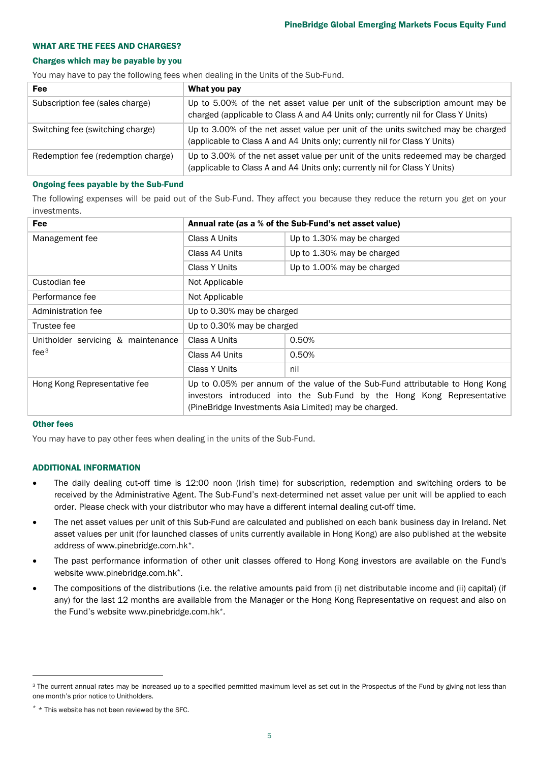## WHAT ARE THE FEES AND CHARGES?

### Charges which may be payable by you

You may have to pay the following fees when dealing in the Units of the Sub-Fund.

| Fee | What you pay |
|---|---|
| Subscription fee (sales charge) | Up to 5.00% of the net asset value per unit of the subscription amount may be charged (applicable to Class A and A4 Units only; currently nil for Class Y Units) |
| Switching fee (switching charge) | Up to 3.00% of the net asset value per unit of the units switched may be charged (applicable to Class A and A4 Units only; currently nil for Class Y Units) |
| Redemption fee (redemption charge) | Up to 3.00% of the net asset value per unit of the units redeemed may be charged (applicable to Class A and A4 Units only; currently nil for Class Y Units) |

### Ongoing fees payable by the Sub-Fund

The following expenses will be paid out of the Sub-Fund. They affect you because they reduce the return you get on your investments.

| Fee | Annual rate (as a % of the Sub-Fund's net asset value) | |
|---|---|---|
| Management fee | Class A Units | Up to 1.30% may be charged |
| | Class A4 Units | Up to 1.30% may be charged |
| | Class Y Units | Up to 1.00% may be charged |
| Custodian fee | Not Applicable | |
| Performance fee | Not Applicable | |
| Administration fee | Up to 0.30% may be charged | |
| Trustee fee | Up to 0.30% may be charged | |
| Unitholder servicing & maintenance fee[3] | Class A Units | 0.50% |
| | Class A4 Units | 0.50% |
| | Class Y Units | nil |
| Hong Kong Representative fee | Up to 0.05% per annum of the value of the Sub-Fund attributable to Hong Kong investors introduced into the Sub-Fund by the Hong Kong Representative (PineBridge Investments Asia Limited) may be charged. | |

### Other fees

You may have to pay other fees when dealing in the units of the Sub-Fund.

## ADDITIONAL INFORMATION

- The daily dealing cut-off time is 12:00 noon (Irish time) for subscription, redemption and switching orders to be received by the Administrative Agent. The Sub-Fund's next-determined net asset value per unit will be applied to each order. Please check with your distributor who may have a different internal dealing cut-off time.
- The net asset values per unit of this Sub-Fund are calculated and published on each bank business day in Ireland. Net asset values per unit (for launched classes of units currently available in Hong Kong) are also published at the website address of www.pinebridge.com.hk*.
- The past performance information of other unit classes offered to Hong Kong investors are available on the Fund's website www.pinebridge.com.hk*.
- The compositions of the distributions (i.e. the relative amounts paid from (i) net distributable income and (ii) capital) (if any) for the last 12 months are available from the Manager or the Hong Kong Representative on request and also on the Fund's website www.pinebridge.com.hk*.

---

[3] The current annual rates may be increased up to a specified permitted maximum level as set out in the Prospectus of the Fund by giving not less than one month's prior notice to Unitholders.

\* This website has not been reviewed by the SFC.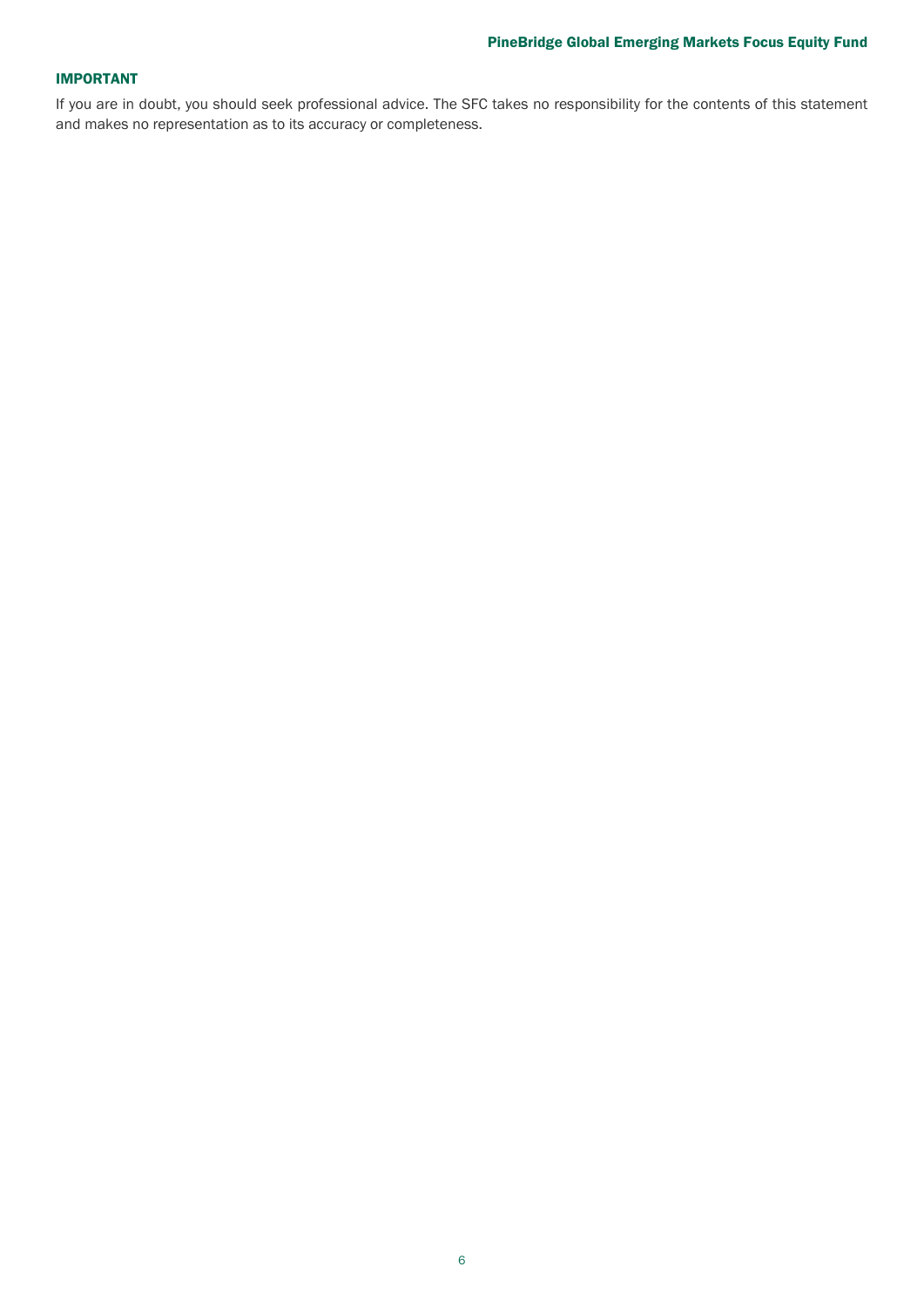### IMPORTANT

If you are in doubt, you should seek professional advice. The SFC takes no responsibility for the contents of this statement and makes no representation as to its accuracy or completeness.